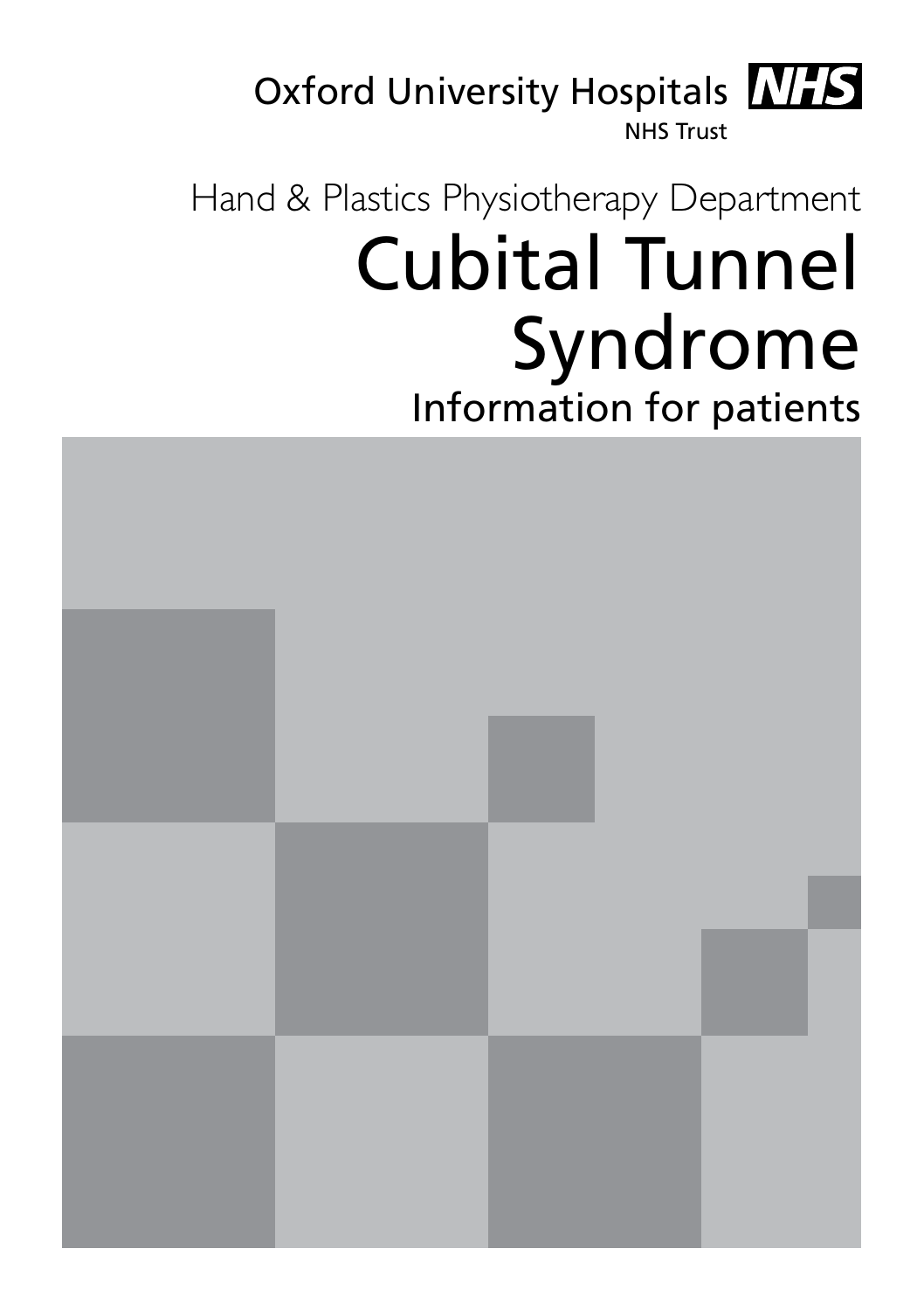Oxford University Hospitals NHS

NHS Trust

Hand & Plastics Physiotherapy Department

# Cubital Tunnel Syndrome

## Information for patients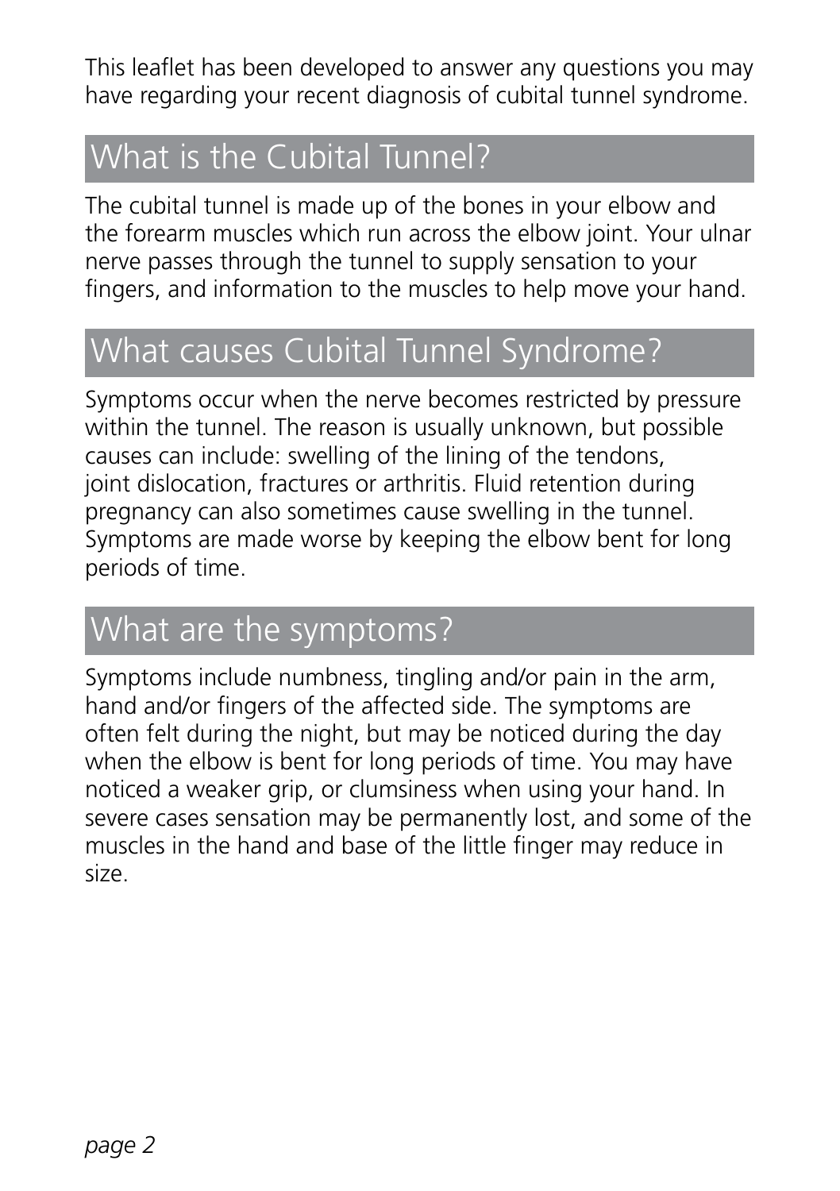This leaflet has been developed to answer any questions you may have regarding your recent diagnosis of cubital tunnel syndrome.

## What is the Cubital Tunnel?

The cubital tunnel is made up of the bones in your elbow and the forearm muscles which run across the elbow joint. Your ulnar nerve passes through the tunnel to supply sensation to your fingers, and information to the muscles to help move your hand.

## What causes Cubital Tunnel Syndrome?

Symptoms occur when the nerve becomes restricted by pressure within the tunnel. The reason is usually unknown, but possible causes can include: swelling of the lining of the tendons, joint dislocation, fractures or arthritis. Fluid retention during pregnancy can also sometimes cause swelling in the tunnel. Symptoms are made worse by keeping the elbow bent for long periods of time.

## What are the symptoms?

Symptoms include numbness, tingling and/or pain in the arm, hand and/or fingers of the affected side. The symptoms are often felt during the night, but may be noticed during the day when the elbow is bent for long periods of time. You may have noticed a weaker grip, or clumsiness when using your hand. In severe cases sensation may be permanently lost, and some of the muscles in the hand and base of the little finger may reduce in size.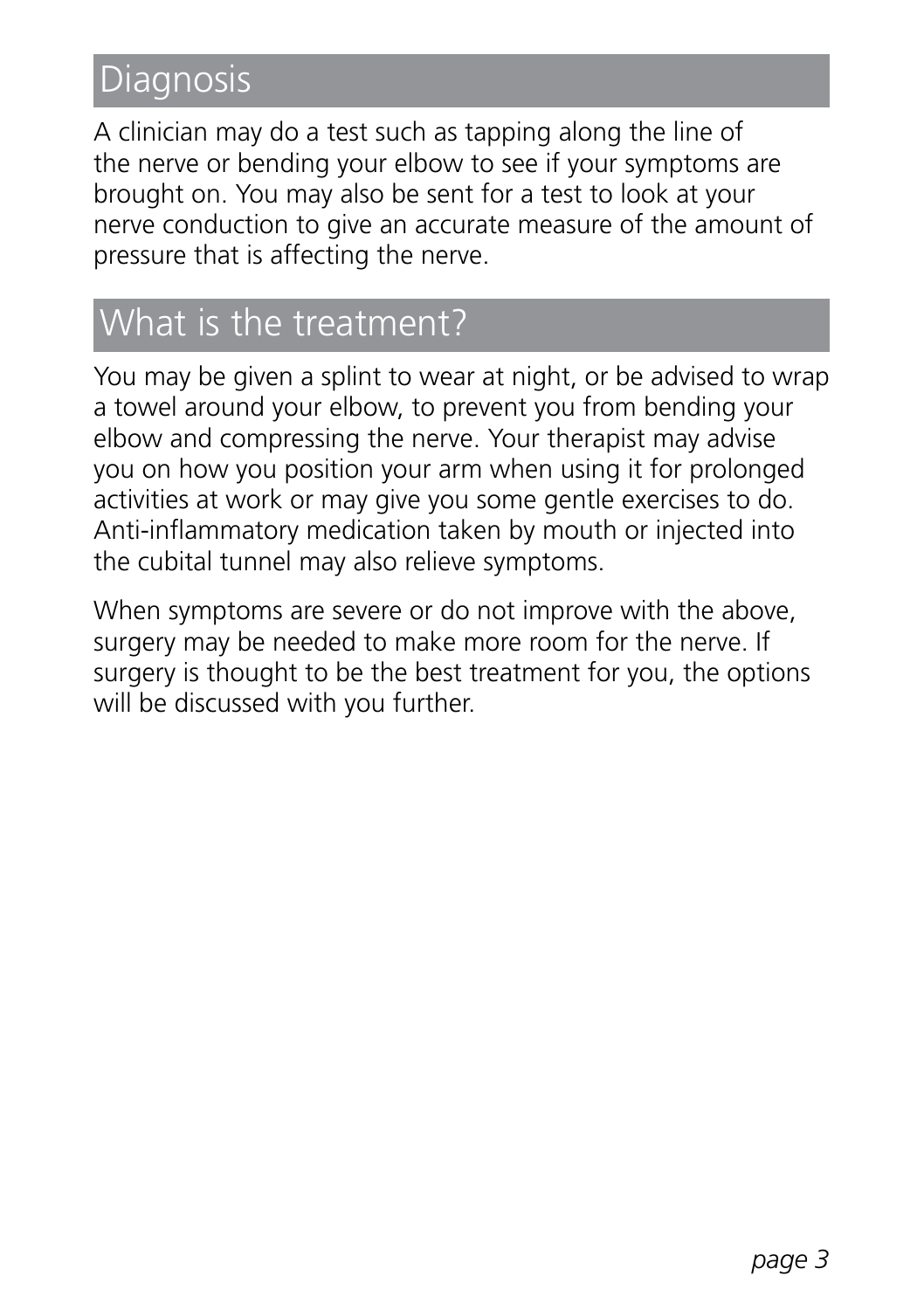## Diagnosis

A clinician may do a test such as tapping along the line of the nerve or bending your elbow to see if your symptoms are brought on. You may also be sent for a test to look at your nerve conduction to give an accurate measure of the amount of pressure that is affecting the nerve.

## What is the treatment?

You may be given a splint to wear at night, or be advised to wrap a towel around your elbow, to prevent you from bending your elbow and compressing the nerve. Your therapist may advise you on how you position your arm when using it for prolonged activities at work or may give you some gentle exercises to do. Anti-inflammatory medication taken by mouth or injected into the cubital tunnel may also relieve symptoms.

When symptoms are severe or do not improve with the above, surgery may be needed to make more room for the nerve. If surgery is thought to be the best treatment for you, the options will be discussed with you further.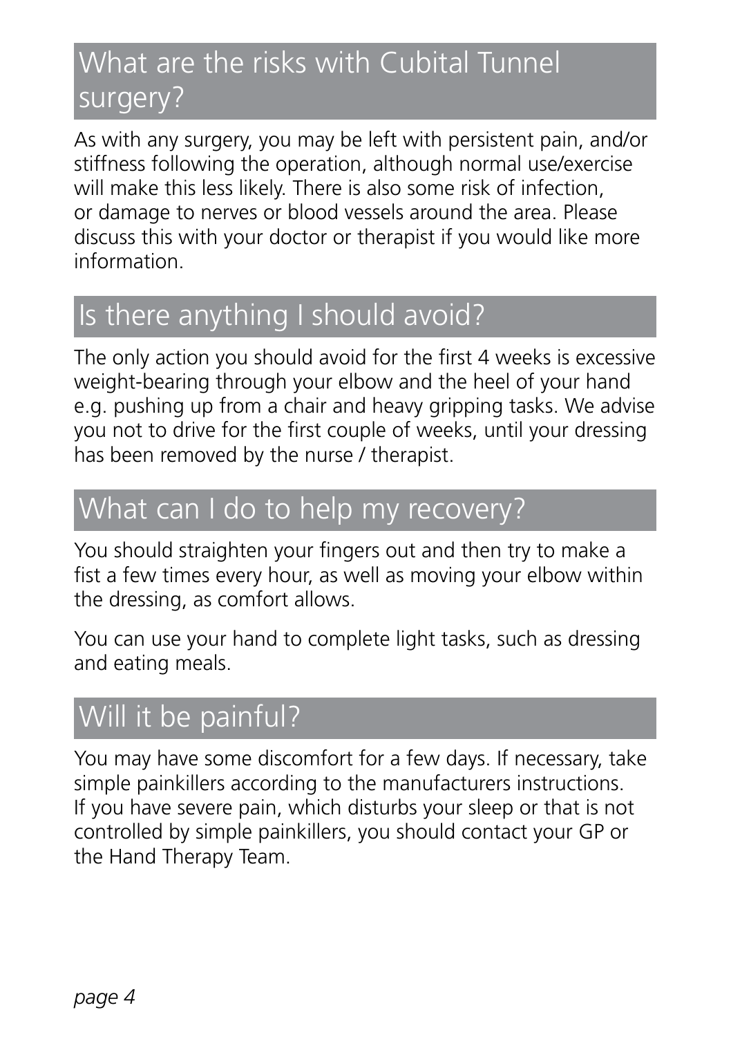## What are the risks with Cubital Tunnel surgery?

As with any surgery, you may be left with persistent pain, and/or stiffness following the operation, although normal use/exercise will make this less likely. There is also some risk of infection, or damage to nerves or blood vessels around the area. Please discuss this with your doctor or therapist if you would like more information.

## Is there anything I should avoid?

The only action you should avoid for the first 4 weeks is excessive weight-bearing through your elbow and the heel of your hand e.g. pushing up from a chair and heavy gripping tasks. We advise you not to drive for the first couple of weeks, until your dressing has been removed by the nurse / therapist.

## What can I do to help my recovery?

You should straighten your fingers out and then try to make a fist a few times every hour, as well as moving your elbow within the dressing, as comfort allows.

You can use your hand to complete light tasks, such as dressing and eating meals.

## Will it be painful?

You may have some discomfort for a few days. If necessary, take simple painkillers according to the manufacturers instructions. If you have severe pain, which disturbs your sleep or that is not controlled by simple painkillers, you should contact your GP or the Hand Therapy Team.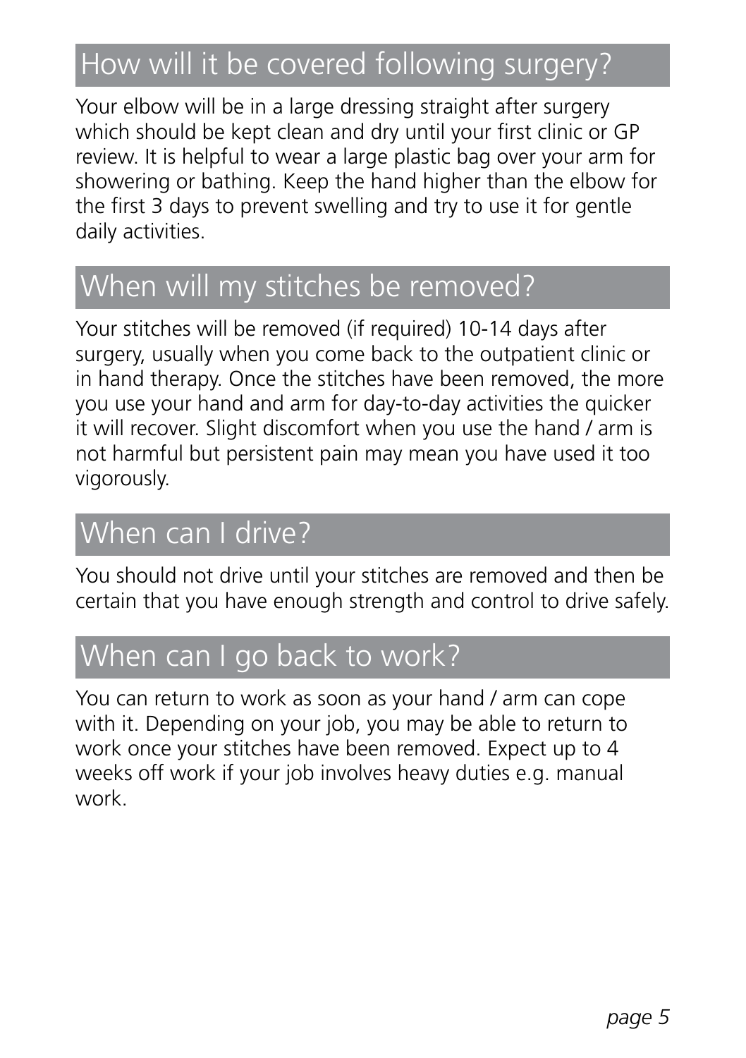## How will it be covered following surgery?

Your elbow will be in a large dressing straight after surgery which should be kept clean and dry until your first clinic or GP review. It is helpful to wear a large plastic bag over your arm for showering or bathing. Keep the hand higher than the elbow for the first 3 days to prevent swelling and try to use it for gentle daily activities.

## When will my stitches be removed?

Your stitches will be removed (if required) 10-14 days after surgery, usually when you come back to the outpatient clinic or in hand therapy. Once the stitches have been removed, the more you use your hand and arm for day-to-day activities the quicker it will recover. Slight discomfort when you use the hand / arm is not harmful but persistent pain may mean you have used it too vigorously.

## When can I drive?

You should not drive until your stitches are removed and then be certain that you have enough strength and control to drive safely.

## When can I go back to work?

You can return to work as soon as your hand / arm can cope with it. Depending on your job, you may be able to return to work once your stitches have been removed. Expect up to 4 weeks off work if your job involves heavy duties e.g. manual work.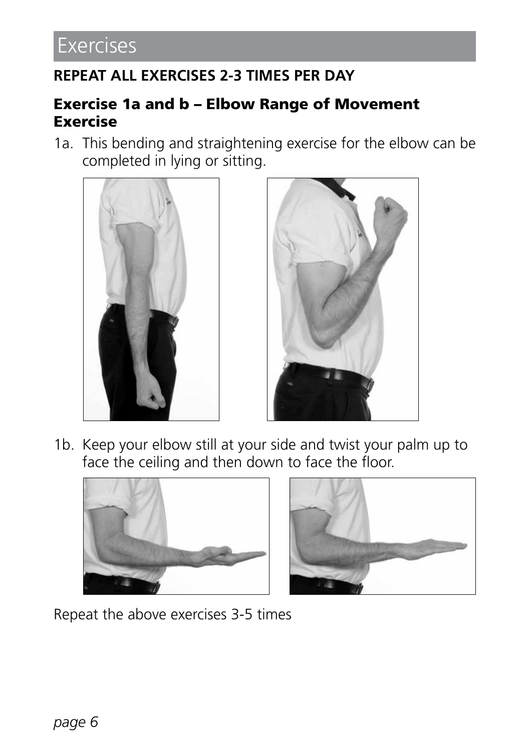# Exercises

**REPEAT ALL EXERCISES 2-3 TIMES PER DAY**

## Exercise 1a and b – Elbow Range of Movement Exercise

1a. This bending and straightening exercise for the elbow can be completed in lying or sitting.

1b. Keep your elbow still at your side and twist your palm up to face the ceiling and then down to face the floor.

Repeat the above exercises 3-5 times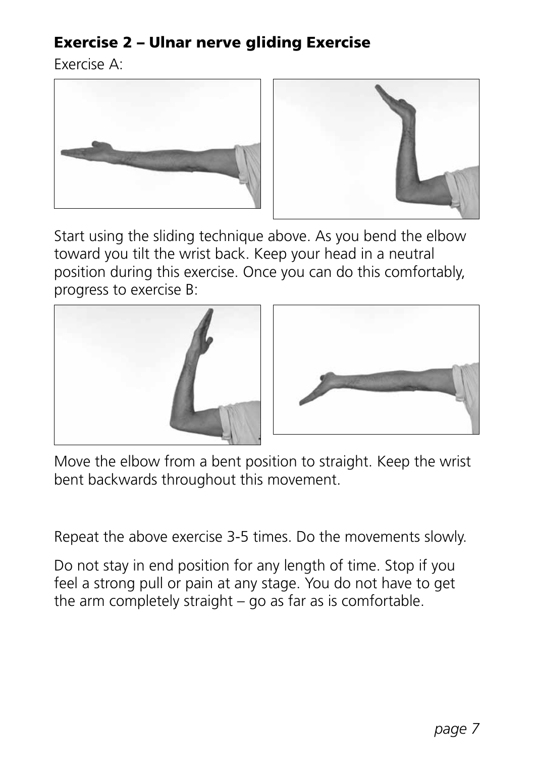## Exercise 2 – Ulnar nerve gliding Exercise

Exercise A:

Start using the sliding technique above. As you bend the elbow toward you tilt the wrist back. Keep your head in a neutral position during this exercise. Once you can do this comfortably, progress to exercise B:

Move the elbow from a bent position to straight. Keep the wrist bent backwards throughout this movement.

Repeat the above exercise 3-5 times. Do the movements slowly.

Do not stay in end position for any length of time. Stop if you feel a strong pull or pain at any stage. You do not have to get the arm completely straight – go as far as is comfortable.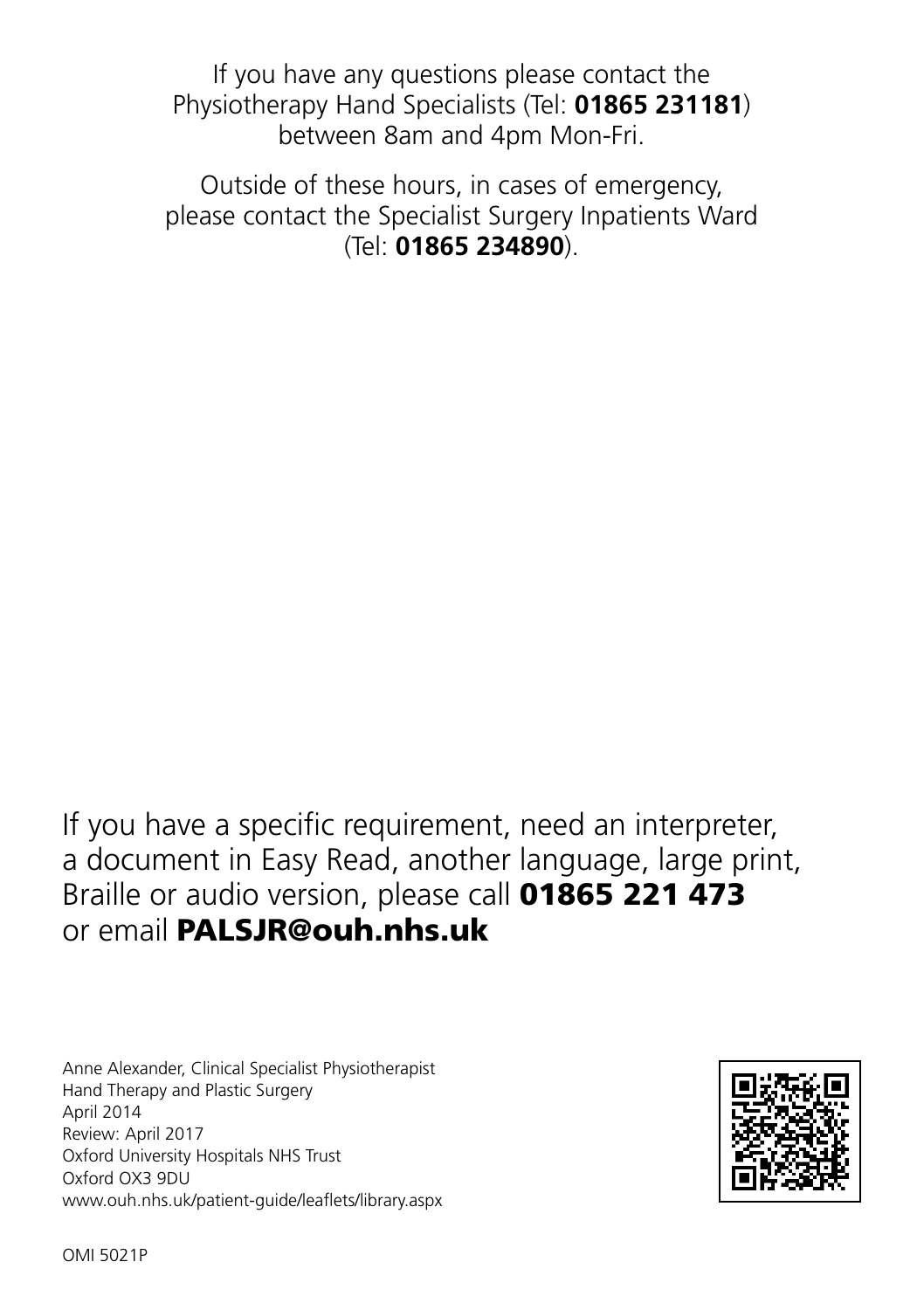If you have any questions please contact the Physiotherapy Hand Specialists (Tel: **01865 231181**) between 8am and 4pm Mon-Fri.

Outside of these hours, in cases of emergency, please contact the Specialist Surgery Inpatients Ward (Tel: **01865 234890**).

If you have a specific requirement, need an interpreter, a document in Easy Read, another language, large print, Braille or audio version, please call **01865 221 473** or email **PALSJR@ouh.nhs.uk**

Anne Alexander, Clinical Specialist Physiotherapist
Hand Therapy and Plastic Surgery
April 2014
Review: April 2017
Oxford University Hospitals NHS Trust
Oxford OX3 9DU
www.ouh.nhs.uk/patient-guide/leaflets/library.aspx

OMI 5021P